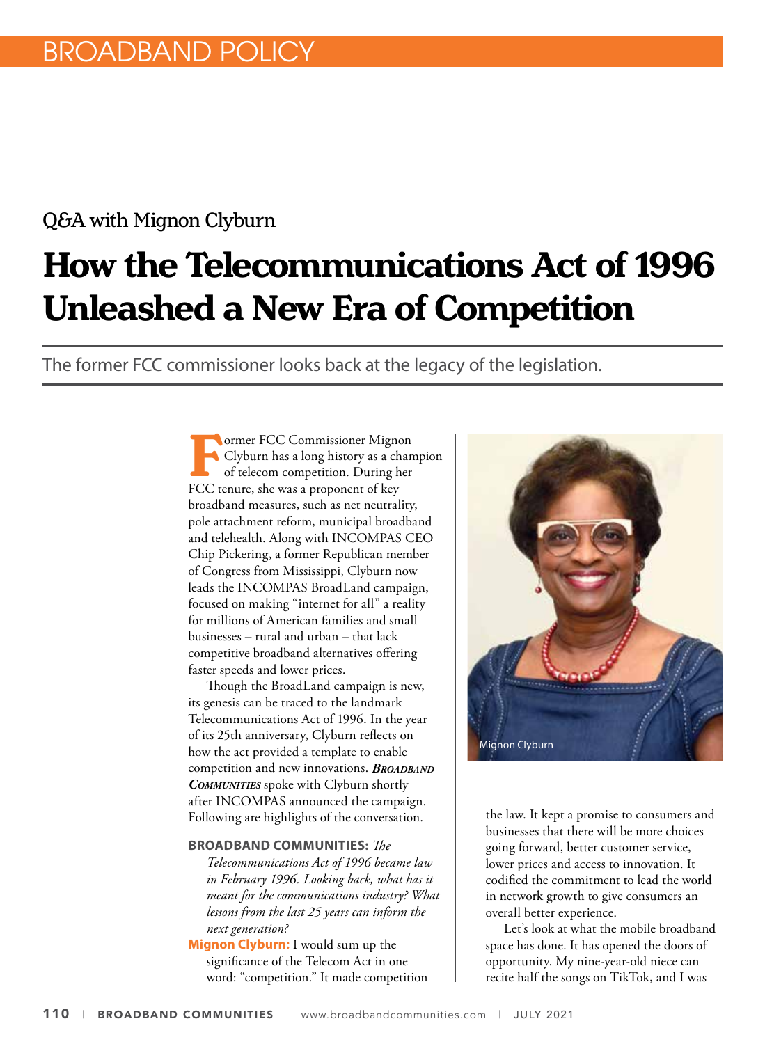BROADBAND POLICY

Q&A with Mignon Clyburn

# How the Telecommunications Act of 1996 Unleashed a New Era of Competition

The former FCC commissioner looks back at the legacy of the legislation.

Former FCC Commissioner Mignon Clyburn has a long history as a champion of telecom competition. During her FCC tenure, she was a proponent of key broadband measures, such as net neutrality, pole attachment reform, municipal broadband and telehealth. Along with INCOMPAS CEO Chip Pickering, a former Republican member of Congress from Mississippi, Clyburn now leads the INCOMPAS BroadLand campaign, focused on making "internet for all" a reality for millions of American families and small businesses – rural and urban – that lack competitive broadband alternatives offering faster speeds and lower prices.

Though the BroadLand campaign is new, its genesis can be traced to the landmark Telecommunications Act of 1996. In the year of its 25th anniversary, Clyburn reflects on how the act provided a template to enable competition and new innovations. ***Broadband Communities*** spoke with Clyburn shortly after INCOMPAS announced the campaign. Following are highlights of the conversation.

Mignon Clyburn

**BROADBAND COMMUNITIES:** *The Telecommunications Act of 1996 became law in February 1996. Looking back, what has it meant for the communications industry? What lessons from the last 25 years can inform the next generation?*

**Mignon Clyburn:** I would sum up the significance of the Telecom Act in one word: "competition." It made competition the law. It kept a promise to consumers and businesses that there will be more choices going forward, better customer service, lower prices and access to innovation. It codified the commitment to lead the world in network growth to give consumers an overall better experience.

Let's look at what the mobile broadband space has done. It has opened the doors of opportunity. My nine-year-old niece can recite half the songs on TikTok, and I was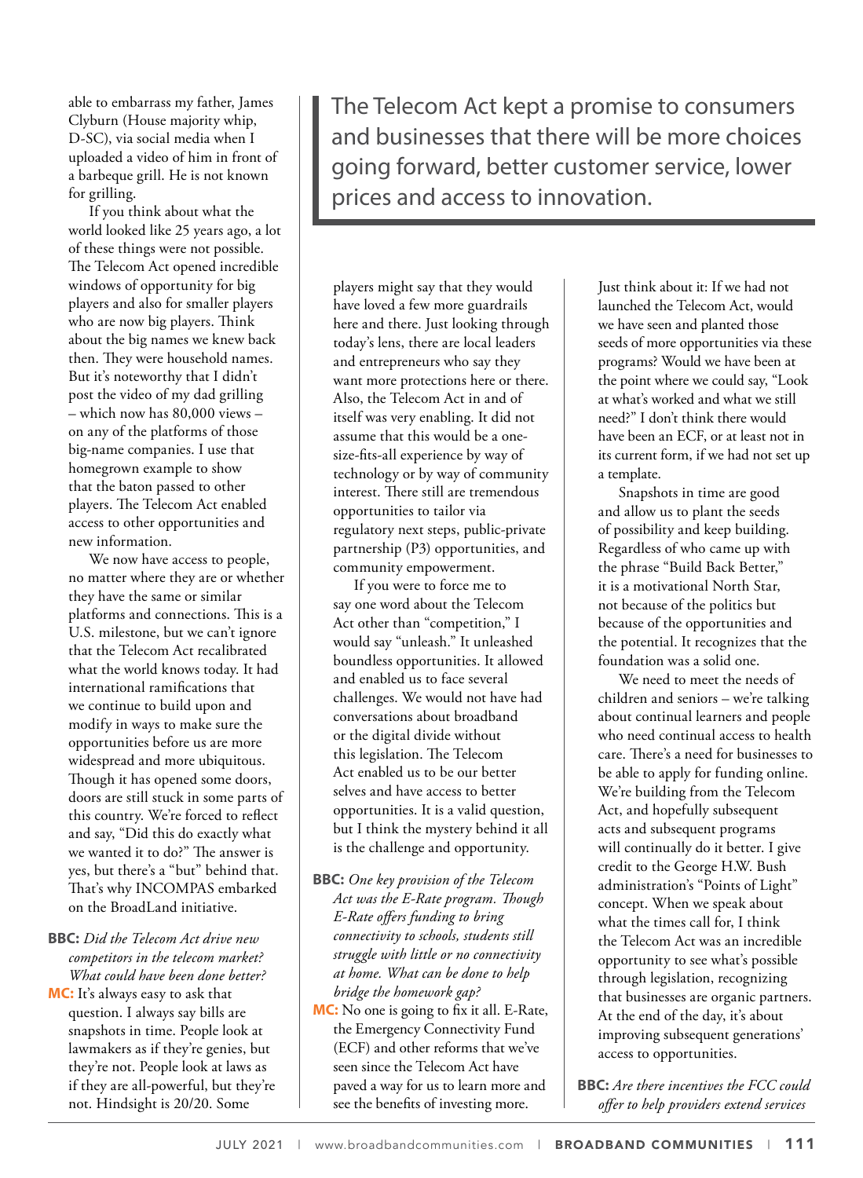able to embarrass my father, James Clyburn (House majority whip, D-SC), via social media when I uploaded a video of him in front of a barbeque grill. He is not known for grilling.

If you think about what the world looked like 25 years ago, a lot of these things were not possible. The Telecom Act opened incredible windows of opportunity for big players and also for smaller players who are now big players. Think about the big names we knew back then. They were household names. But it's noteworthy that I didn't post the video of my dad grilling – which now has 80,000 views – on any of the platforms of those big-name companies. I use that homegrown example to show that the baton passed to other players. The Telecom Act enabled access to other opportunities and new information.

We now have access to people, no matter where they are or whether they have the same or similar platforms and connections. This is a U.S. milestone, but we can't ignore that the Telecom Act recalibrated what the world knows today. It had international ramifications that we continue to build upon and modify in ways to make sure the opportunities before us are more widespread and more ubiquitous. Though it has opened some doors, doors are still stuck in some parts of this country. We're forced to reflect and say, "Did this do exactly what we wanted it to do?" The answer is yes, but there's a "but" behind that. That's why INCOMPAS embarked on the BroadLand initiative.

> The Telecom Act kept a promise to consumers and businesses that there will be more choices going forward, better customer service, lower prices and access to innovation.

**BBC:** *Did the Telecom Act drive new competitors in the telecom market? What could have been done better?*

**MC:** It's always easy to ask that question. I always say bills are snapshots in time. People look at lawmakers as if they're genies, but they're not. People look at laws as if they are all-powerful, but they're not. Hindsight is 20/20. Some players might say that they would have loved a few more guardrails here and there. Just looking through today's lens, there are local leaders and entrepreneurs who say they want more protections here or there. Also, the Telecom Act in and of itself was very enabling. It did not assume that this would be a one-size-fits-all experience by way of technology or by way of community interest. There still are tremendous opportunities to tailor via regulatory next steps, public-private partnership (P3) opportunities, and community empowerment.

If you were to force me to say one word about the Telecom Act other than "competition," I would say "unleash." It unleashed boundless opportunities. It allowed and enabled us to face several challenges. We would not have had conversations about broadband or the digital divide without this legislation. The Telecom Act enabled us to be our better selves and have access to better opportunities. It is a valid question, but I think the mystery behind it all is the challenge and opportunity.

**BBC:** *One key provision of the Telecom Act was the E-Rate program. Though E-Rate offers funding to bring connectivity to schools, students still struggle with little or no connectivity at home. What can be done to help bridge the homework gap?*

**MC:** No one is going to fix it all. E-Rate, the Emergency Connectivity Fund (ECF) and other reforms that we've seen since the Telecom Act have paved a way for us to learn more and see the benefits of investing more. Just think about it: If we had not launched the Telecom Act, would we have seen and planted those seeds of more opportunities via these programs? Would we have been at the point where we could say, "Look at what's worked and what we still need?" I don't think there would have been an ECF, or at least not in its current form, if we had not set up a template.

Snapshots in time are good and allow us to plant the seeds of possibility and keep building. Regardless of who came up with the phrase "Build Back Better," it is a motivational North Star, not because of the politics but because of the opportunities and the potential. It recognizes that the foundation was a solid one.

We need to meet the needs of children and seniors – we're talking about continual learners and people who need continual access to health care. There's a need for businesses to be able to apply for funding online. We're building from the Telecom Act, and hopefully subsequent acts and subsequent programs will continually do it better. I give credit to the George H.W. Bush administration's "Points of Light" concept. When we speak about what the times call for, I think the Telecom Act was an incredible opportunity to see what's possible through legislation, recognizing that businesses are organic partners. At the end of the day, it's about improving subsequent generations' access to opportunities.

**BBC:** *Are there incentives the FCC could offer to help providers extend services*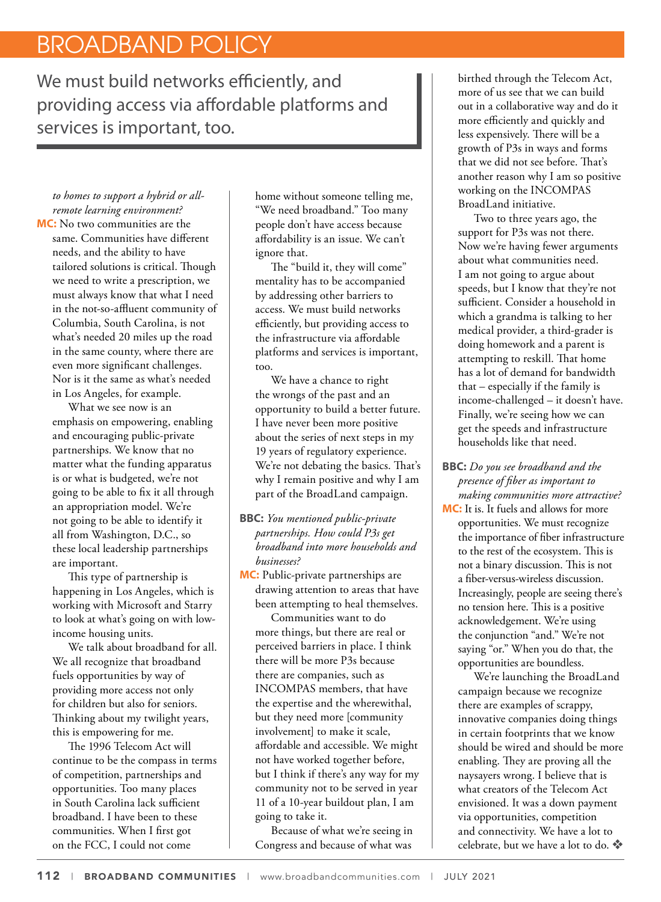# BROADBAND POLICY

> We must build networks efficiently, and providing access via affordable platforms and services is important, too.

*to homes to support a hybrid or all-remote learning environment?*

**MC:** No two communities are the same. Communities have different needs, and the ability to have tailored solutions is critical. Though we need to write a prescription, we must always know that what I need in the not-so-affluent community of Columbia, South Carolina, is not what's needed 20 miles up the road in the same county, where there are even more significant challenges. Nor is it the same as what's needed in Los Angeles, for example.

What we see now is an emphasis on empowering, enabling and encouraging public-private partnerships. We know that no matter what the funding apparatus is or what is budgeted, we're not going to be able to fix it all through an appropriation model. We're not going to be able to identify it all from Washington, D.C., so these local leadership partnerships are important.

This type of partnership is happening in Los Angeles, which is working with Microsoft and Starry to look at what's going on with low-income housing units.

We talk about broadband for all. We all recognize that broadband fuels opportunities by way of providing more access not only for children but also for seniors. Thinking about my twilight years, this is empowering for me.

The 1996 Telecom Act will continue to be the compass in terms of competition, partnerships and opportunities. Too many places in South Carolina lack sufficient broadband. I have been to these communities. When I first got on the FCC, I could not come home without someone telling me, "We need broadband." Too many people don't have access because affordability is an issue. We can't ignore that.

The "build it, they will come" mentality has to be accompanied by addressing other barriers to access. We must build networks efficiently, but providing access to the infrastructure via affordable platforms and services is important, too.

We have a chance to right the wrongs of the past and an opportunity to build a better future. I have never been more positive about the series of next steps in my 19 years of regulatory experience. We're not debating the basics. That's why I remain positive and why I am part of the BroadLand campaign.

**BBC:** *You mentioned public-private partnerships. How could P3s get broadband into more households and businesses?*

**MC:** Public-private partnerships are drawing attention to areas that have been attempting to heal themselves.

Communities want to do more things, but there are real or perceived barriers in place. I think there will be more P3s because there are companies, such as INCOMPAS members, that have the expertise and the wherewithal, but they need more [community involvement] to make it scale, affordable and accessible. We might not have worked together before, but I think if there's any way for my community not to be served in year 11 of a 10-year buildout plan, I am going to take it.

Because of what we're seeing in Congress and because of what was birthed through the Telecom Act, more of us see that we can build out in a collaborative way and do it more efficiently and quickly and less expensively. There will be a growth of P3s in ways and forms that we did not see before. That's another reason why I am so positive working on the INCOMPAS BroadLand initiative.

Two to three years ago, the support for P3s was not there. Now we're having fewer arguments about what communities need. I am not going to argue about speeds, but I know that they're not sufficient. Consider a household in which a grandma is talking to her medical provider, a third-grader is doing homework and a parent is attempting to reskill. That home has a lot of demand for bandwidth that – especially if the family is income-challenged – it doesn't have. Finally, we're seeing how we can get the speeds and infrastructure households like that need.

**BBC:** *Do you see broadband and the presence of fiber as important to making communities more attractive?*

**MC:** It is. It fuels and allows for more opportunities. We must recognize the importance of fiber infrastructure to the rest of the ecosystem. This is not a binary discussion. This is not a fiber-versus-wireless discussion. Increasingly, people are seeing there's no tension here. This is a positive acknowledgement. We're using the conjunction "and." We're not saying "or." When you do that, the opportunities are boundless.

We're launching the BroadLand campaign because we recognize there are examples of scrappy, innovative companies doing things in certain footprints that we know should be wired and should be more enabling. They are proving all the naysayers wrong. I believe that is what creators of the Telecom Act envisioned. It was a down payment via opportunities, competition and connectivity. We have a lot to celebrate, but we have a lot to do. ❖